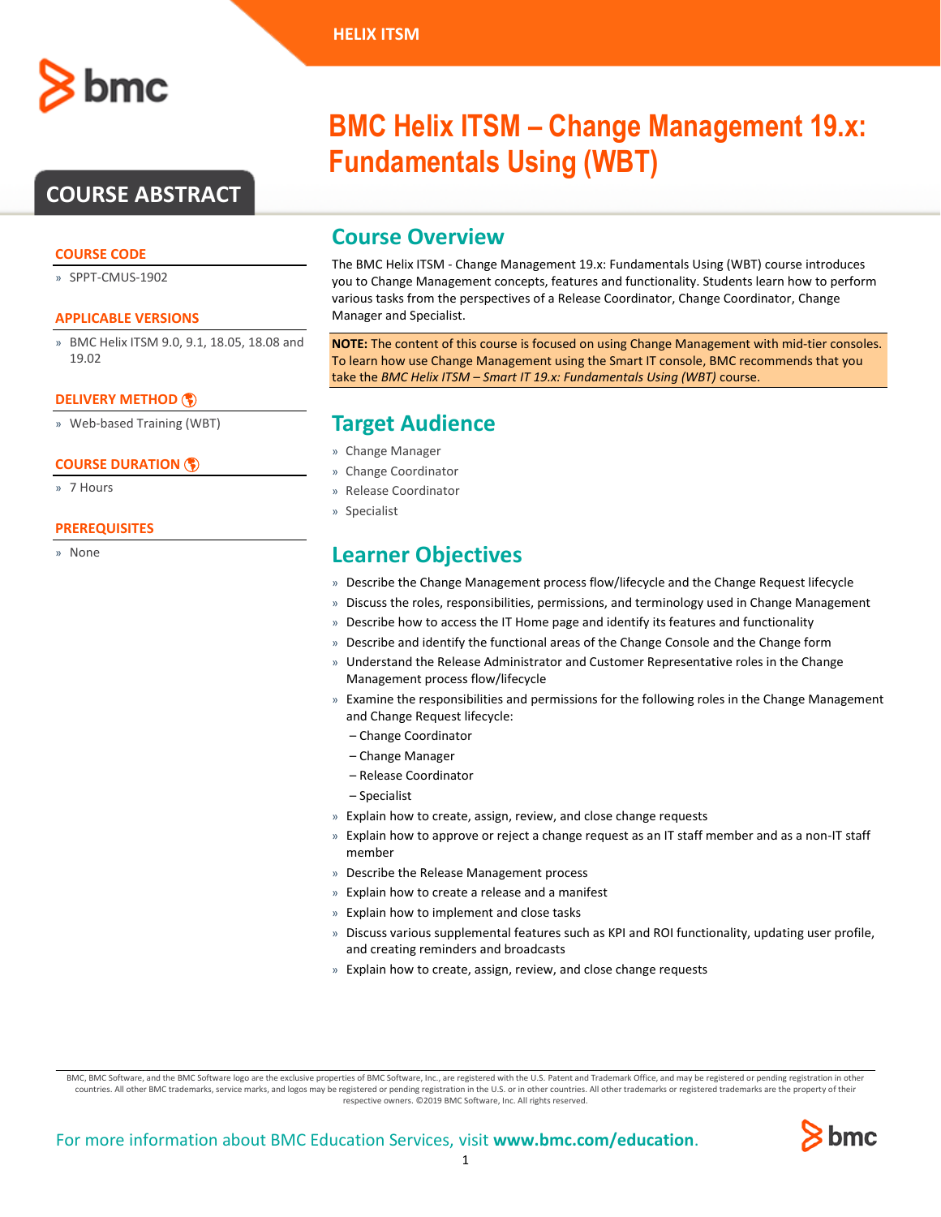HELIX ITSM

# BMC Helix ITSM – Change Management 19.x: Fundamentals Using (WBT)

## COURSE ABSTRACT

### COURSE CODE

» SPPT-CMUS-1902

### APPLICABLE VERSIONS

» BMC Helix ITSM 9.0, 9.1, 18.05, 18.08 and 19.02

### DELIVERY METHOD

» Web-based Training (WBT)

### COURSE DURATION

» 7 Hours

### PREREQUISITES

» None

## Course Overview

The BMC Helix ITSM - Change Management 19.x: Fundamentals Using (WBT) course introduces you to Change Management concepts, features and functionality. Students learn how to perform various tasks from the perspectives of a Release Coordinator, Change Coordinator, Change Manager and Specialist.

**NOTE:** The content of this course is focused on using Change Management with mid-tier consoles. To learn how use Change Management using the Smart IT console, BMC recommends that you take the *BMC Helix ITSM – Smart IT 19.x: Fundamentals Using (WBT)* course.

## Target Audience

- Change Manager
- Change Coordinator
- Release Coordinator
- Specialist

## Learner Objectives

- Describe the Change Management process flow/lifecycle and the Change Request lifecycle
- Discuss the roles, responsibilities, permissions, and terminology used in Change Management
- Describe how to access the IT Home page and identify its features and functionality
- Describe and identify the functional areas of the Change Console and the Change form
- Understand the Release Administrator and Customer Representative roles in the Change Management process flow/lifecycle
- Examine the responsibilities and permissions for the following roles in the Change Management and Change Request lifecycle:
  - – Change Coordinator
  - – Change Manager
  - – Release Coordinator
  - – Specialist
- Explain how to create, assign, review, and close change requests
- Explain how to approve or reject a change request as an IT staff member and as a non-IT staff member
- Describe the Release Management process
- Explain how to create a release and a manifest
- Explain how to implement and close tasks
- Discuss various supplemental features such as KPI and ROI functionality, updating user profile, and creating reminders and broadcasts
- Explain how to create, assign, review, and close change requests

BMC, BMC Software, and the BMC Software logo are the exclusive properties of BMC Software, Inc., are registered with the U.S. Patent and Trademark Office, and may be registered or pending registration in other countries. All other BMC trademarks, service marks, and logos may be registered or pending registration in the U.S. or in other countries. All other trademarks or registered trademarks are the property of their respective owners. ©2019 BMC Software, Inc. All rights reserved.

For more information about BMC Education Services, visit **www.bmc.com/education**.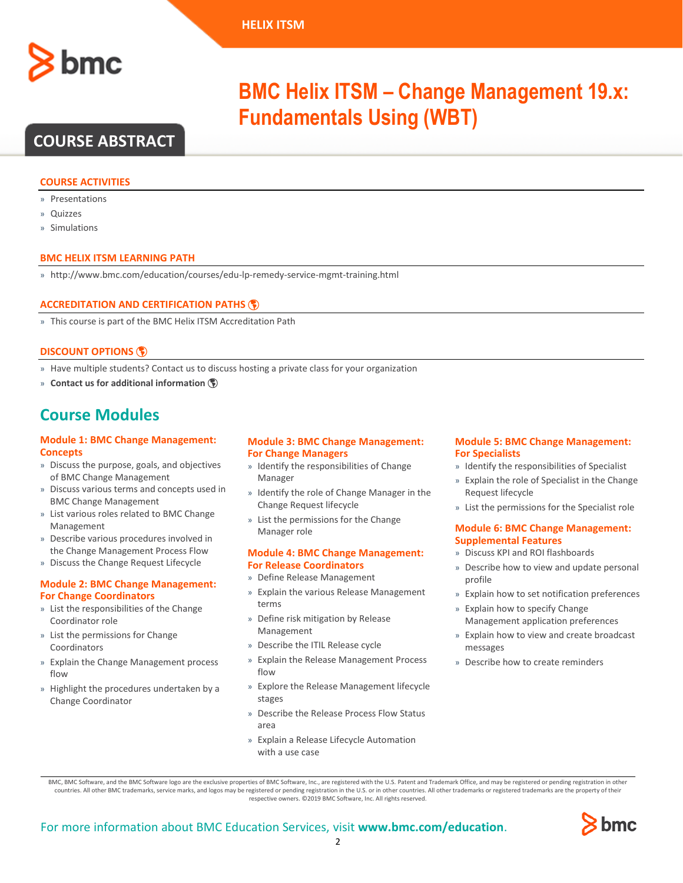# BMC Helix ITSM – Change Management 19.x: Fundamentals Using (WBT)

## COURSE ABSTRACT

### COURSE ACTIVITIES

- Presentations
- Quizzes
- Simulations

### BMC HELIX ITSM LEARNING PATH

- http://www.bmc.com/education/courses/edu-lp-remedy-service-mgmt-training.html

### ACCREDITATION AND CERTIFICATION PATHS

- This course is part of the BMC Helix ITSM Accreditation Path

### DISCOUNT OPTIONS

- Have multiple students? Contact us to discuss hosting a private class for your organization
- **Contact us for additional information**

## Course Modules

### Module 1: BMC Change Management: Concepts

- Discuss the purpose, goals, and objectives of BMC Change Management
- Discuss various terms and concepts used in BMC Change Management
- List various roles related to BMC Change Management
- Describe various procedures involved in the Change Management Process Flow
- Discuss the Change Request Lifecycle

### Module 2: BMC Change Management: For Change Coordinators

- List the responsibilities of the Change Coordinator role
- List the permissions for Change Coordinators
- Explain the Change Management process flow
- Highlight the procedures undertaken by a Change Coordinator

### Module 3: BMC Change Management: For Change Managers

- Identify the responsibilities of Change Manager
- Identify the role of Change Manager in the Change Request lifecycle
- List the permissions for the Change Manager role

### Module 4: BMC Change Management: For Release Coordinators

- Define Release Management
- Explain the various Release Management terms
- Define risk mitigation by Release Management
- Describe the ITIL Release cycle
- Explain the Release Management Process flow
- Explore the Release Management lifecycle stages
- Describe the Release Process Flow Status area
- Explain a Release Lifecycle Automation with a use case

### Module 5: BMC Change Management: For Specialists

- Identify the responsibilities of Specialist
- Explain the role of Specialist in the Change Request lifecycle
- List the permissions for the Specialist role

### Module 6: BMC Change Management: Supplemental Features

- Discuss KPI and ROI flashboards
- Describe how to view and update personal profile
- Explain how to set notification preferences
- Explain how to specify Change Management application preferences
- Explain how to view and create broadcast messages
- Describe how to create reminders

BMC, BMC Software, and the BMC Software logo are the exclusive properties of BMC Software, Inc., are registered with the U.S. Patent and Trademark Office, and may be registered or pending registration in other countries. All other BMC trademarks, service marks, and logos may be registered or pending registration in the U.S. or in other countries. All other trademarks or registered trademarks are the property of their respective owners. ©2019 BMC Software, Inc. All rights reserved.

For more information about BMC Education Services, visit **www.bmc.com/education**.